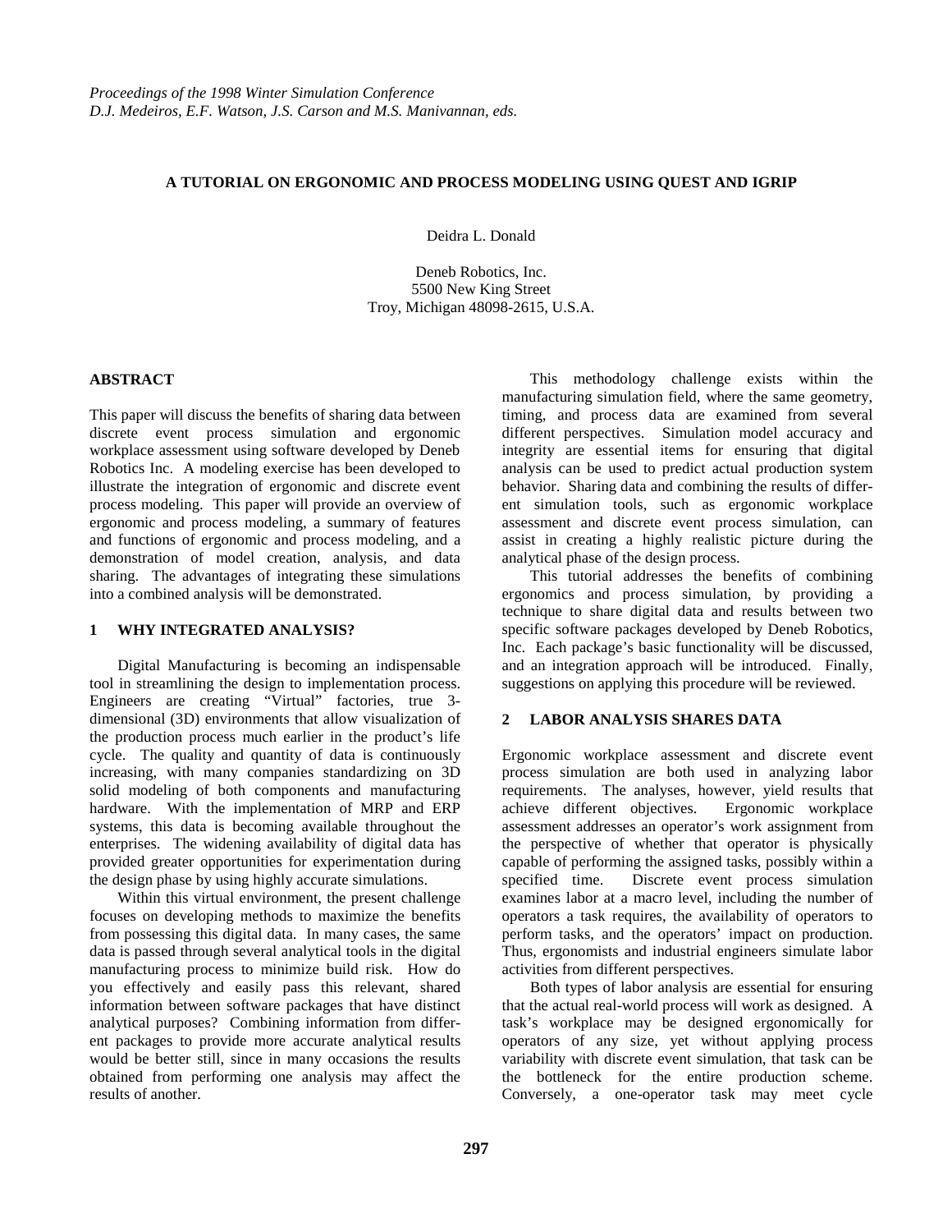*Proceedings of the 1998 Winter Simulation Conference*
*D.J. Medeiros, E.F. Watson, J.S. Carson and M.S. Manivannan, eds.*

# A TUTORIAL ON ERGONOMIC AND PROCESS MODELING USING QUEST AND IGRIP

Deidra L. Donald

Deneb Robotics, Inc.
5500 New King Street
Troy, Michigan 48098-2615, U.S.A.

## ABSTRACT

This paper will discuss the benefits of sharing data between discrete event process simulation and ergonomic workplace assessment using software developed by Deneb Robotics Inc. A modeling exercise has been developed to illustrate the integration of ergonomic and discrete event process modeling. This paper will provide an overview of ergonomic and process modeling, a summary of features and functions of ergonomic and process modeling, and a demonstration of model creation, analysis, and data sharing. The advantages of integrating these simulations into a combined analysis will be demonstrated.

## 1 WHY INTEGRATED ANALYSIS?

Digital Manufacturing is becoming an indispensable tool in streamlining the design to implementation process. Engineers are creating "Virtual" factories, true 3-dimensional (3D) environments that allow visualization of the production process much earlier in the product's life cycle. The quality and quantity of data is continuously increasing, with many companies standardizing on 3D solid modeling of both components and manufacturing hardware. With the implementation of MRP and ERP systems, this data is becoming available throughout the enterprises. The widening availability of digital data has provided greater opportunities for experimentation during the design phase by using highly accurate simulations.

Within this virtual environment, the present challenge focuses on developing methods to maximize the benefits from possessing this digital data. In many cases, the same data is passed through several analytical tools in the digital manufacturing process to minimize build risk. How do you effectively and easily pass this relevant, shared information between software packages that have distinct analytical purposes? Combining information from different packages to provide more accurate analytical results would be better still, since in many occasions the results obtained from performing one analysis may affect the results of another.

This methodology challenge exists within the manufacturing simulation field, where the same geometry, timing, and process data are examined from several different perspectives. Simulation model accuracy and integrity are essential items for ensuring that digital analysis can be used to predict actual production system behavior. Sharing data and combining the results of different simulation tools, such as ergonomic workplace assessment and discrete event process simulation, can assist in creating a highly realistic picture during the analytical phase of the design process.

This tutorial addresses the benefits of combining ergonomics and process simulation, by providing a technique to share digital data and results between two specific software packages developed by Deneb Robotics, Inc. Each package's basic functionality will be discussed, and an integration approach will be introduced. Finally, suggestions on applying this procedure will be reviewed.

## 2 LABOR ANALYSIS SHARES DATA

Ergonomic workplace assessment and discrete event process simulation are both used in analyzing labor requirements. The analyses, however, yield results that achieve different objectives. Ergonomic workplace assessment addresses an operator's work assignment from the perspective of whether that operator is physically capable of performing the assigned tasks, possibly within a specified time. Discrete event process simulation examines labor at a macro level, including the number of operators a task requires, the availability of operators to perform tasks, and the operators' impact on production. Thus, ergonomists and industrial engineers simulate labor activities from different perspectives.

Both types of labor analysis are essential for ensuring that the actual real-world process will work as designed. A task's workplace may be designed ergonomically for operators of any size, yet without applying process variability with discrete event simulation, that task can be the bottleneck for the entire production scheme. Conversely, a one-operator task may meet cycle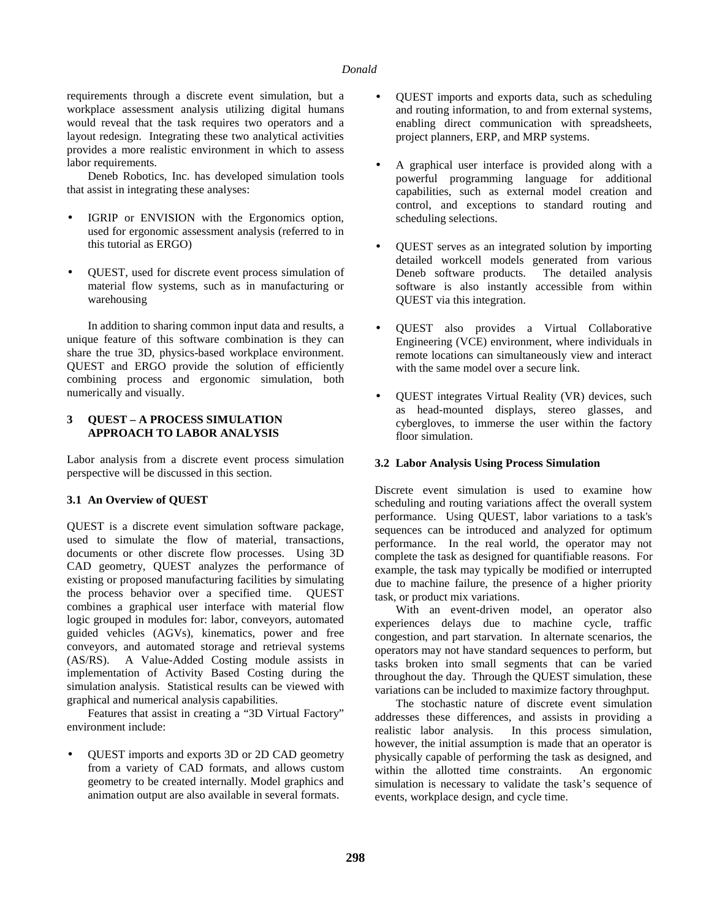requirements through a discrete event simulation, but a workplace assessment analysis utilizing digital humans would reveal that the task requires two operators and a layout redesign. Integrating these two analytical activities provides a more realistic environment in which to assess labor requirements.

Deneb Robotics, Inc. has developed simulation tools that assist in integrating these analyses:

- IGRIP or ENVISION with the Ergonomics option, used for ergonomic assessment analysis (referred to in this tutorial as ERGO)
- QUEST, used for discrete event process simulation of material flow systems, such as in manufacturing or warehousing

In addition to sharing common input data and results, a unique feature of this software combination is they can share the true 3D, physics-based workplace environment. QUEST and ERGO provide the solution of efficiently combining process and ergonomic simulation, both numerically and visually.

## 3 QUEST – A PROCESS SIMULATION APPROACH TO LABOR ANALYSIS

Labor analysis from a discrete event process simulation perspective will be discussed in this section.

### 3.1 An Overview of QUEST

QUEST is a discrete event simulation software package, used to simulate the flow of material, transactions, documents or other discrete flow processes. Using 3D CAD geometry, QUEST analyzes the performance of existing or proposed manufacturing facilities by simulating the process behavior over a specified time. QUEST combines a graphical user interface with material flow logic grouped in modules for: labor, conveyors, automated guided vehicles (AGVs), kinematics, power and free conveyors, and automated storage and retrieval systems (AS/RS). A Value-Added Costing module assists in implementation of Activity Based Costing during the simulation analysis. Statistical results can be viewed with graphical and numerical analysis capabilities.

Features that assist in creating a "3D Virtual Factory" environment include:

- QUEST imports and exports 3D or 2D CAD geometry from a variety of CAD formats, and allows custom geometry to be created internally. Model graphics and animation output are also available in several formats.
- QUEST imports and exports data, such as scheduling and routing information, to and from external systems, enabling direct communication with spreadsheets, project planners, ERP, and MRP systems.
- A graphical user interface is provided along with a powerful programming language for additional capabilities, such as external model creation and control, and exceptions to standard routing and scheduling selections.
- QUEST serves as an integrated solution by importing detailed workcell models generated from various Deneb software products. The detailed analysis software is also instantly accessible from within QUEST via this integration.
- QUEST also provides a Virtual Collaborative Engineering (VCE) environment, where individuals in remote locations can simultaneously view and interact with the same model over a secure link.
- QUEST integrates Virtual Reality (VR) devices, such as head-mounted displays, stereo glasses, and cybergloves, to immerse the user within the factory floor simulation.

### 3.2 Labor Analysis Using Process Simulation

Discrete event simulation is used to examine how scheduling and routing variations affect the overall system performance. Using QUEST, labor variations to a task's sequences can be introduced and analyzed for optimum performance. In the real world, the operator may not complete the task as designed for quantifiable reasons. For example, the task may typically be modified or interrupted due to machine failure, the presence of a higher priority task, or product mix variations.

With an event-driven model, an operator also experiences delays due to machine cycle, traffic congestion, and part starvation. In alternate scenarios, the operators may not have standard sequences to perform, but tasks broken into small segments that can be varied throughout the day. Through the QUEST simulation, these variations can be included to maximize factory throughput.

The stochastic nature of discrete event simulation addresses these differences, and assists in providing a realistic labor analysis. In this process simulation, however, the initial assumption is made that an operator is physically capable of performing the task as designed, and within the allotted time constraints. An ergonomic simulation is necessary to validate the task's sequence of events, workplace design, and cycle time.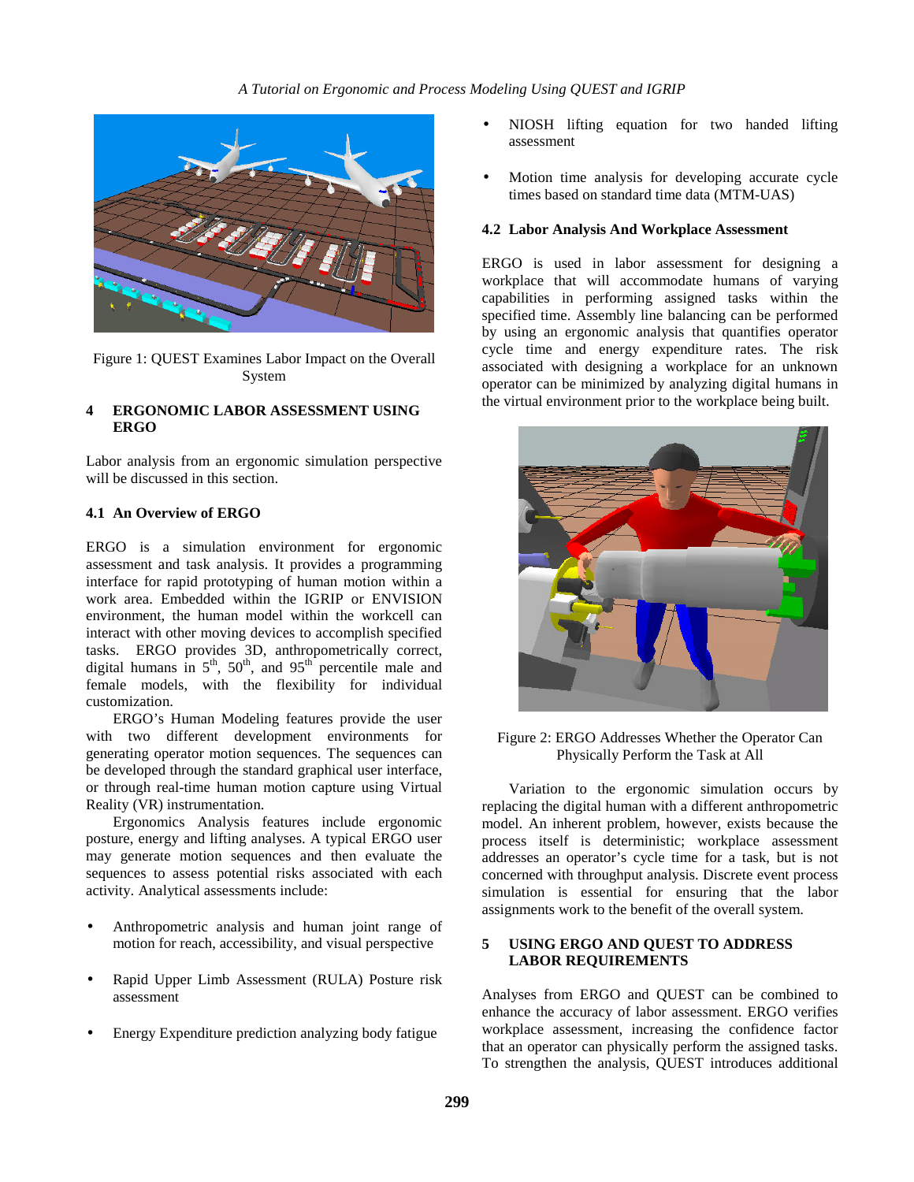Figure 1: QUEST Examines Labor Impact on the Overall System

## 4 ERGONOMIC LABOR ASSESSMENT USING ERGO

Labor analysis from an ergonomic simulation perspective will be discussed in this section.

### 4.1 An Overview of ERGO

ERGO is a simulation environment for ergonomic assessment and task analysis. It provides a programming interface for rapid prototyping of human motion within a work area. Embedded within the IGRIP or ENVISION environment, the human model within the workcell can interact with other moving devices to accomplish specified tasks. ERGO provides 3D, anthropometrically correct, digital humans in 5th, 50th, and 95th percentile male and female models, with the flexibility for individual customization.

ERGO's Human Modeling features provide the user with two different development environments for generating operator motion sequences. The sequences can be developed through the standard graphical user interface, or through real-time human motion capture using Virtual Reality (VR) instrumentation.

Ergonomics Analysis features include ergonomic posture, energy and lifting analyses. A typical ERGO user may generate motion sequences and then evaluate the sequences to assess potential risks associated with each activity. Analytical assessments include:

- Anthropometric analysis and human joint range of motion for reach, accessibility, and visual perspective
- Rapid Upper Limb Assessment (RULA) Posture risk assessment
- Energy Expenditure prediction analyzing body fatigue
- NIOSH lifting equation for two handed lifting assessment
- Motion time analysis for developing accurate cycle times based on standard time data (MTM-UAS)

### 4.2 Labor Analysis And Workplace Assessment

ERGO is used in labor assessment for designing a workplace that will accommodate humans of varying capabilities in performing assigned tasks within the specified time. Assembly line balancing can be performed by using an ergonomic analysis that quantifies operator cycle time and energy expenditure rates. The risk associated with designing a workplace for an unknown operator can be minimized by analyzing digital humans in the virtual environment prior to the workplace being built.

Figure 2: ERGO Addresses Whether the Operator Can Physically Perform the Task at All

Variation to the ergonomic simulation occurs by replacing the digital human with a different anthropometric model. An inherent problem, however, exists because the process itself is deterministic; workplace assessment addresses an operator's cycle time for a task, but is not concerned with throughput analysis. Discrete event process simulation is essential for ensuring that the labor assignments work to the benefit of the overall system.

## 5 USING ERGO AND QUEST TO ADDRESS LABOR REQUIREMENTS

Analyses from ERGO and QUEST can be combined to enhance the accuracy of labor assessment. ERGO verifies workplace assessment, increasing the confidence factor that an operator can physically perform the assigned tasks. To strengthen the analysis, QUEST introduces additional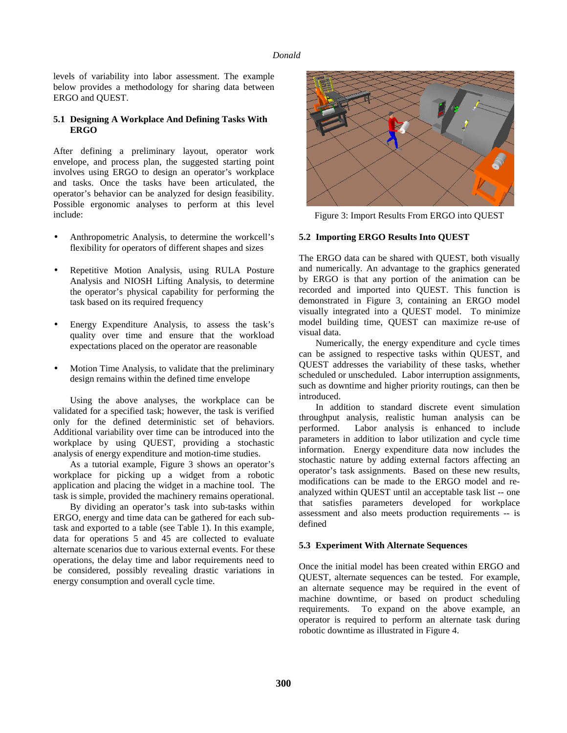levels of variability into labor assessment. The example below provides a methodology for sharing data between ERGO and QUEST.

### 5.1 Designing A Workplace And Defining Tasks With ERGO

After defining a preliminary layout, operator work envelope, and process plan, the suggested starting point involves using ERGO to design an operator's workplace and tasks. Once the tasks have been articulated, the operator's behavior can be analyzed for design feasibility. Possible ergonomic analyses to perform at this level include:

- Anthropometric Analysis, to determine the workcell's flexibility for operators of different shapes and sizes
- Repetitive Motion Analysis, using RULA Posture Analysis and NIOSH Lifting Analysis, to determine the operator's physical capability for performing the task based on its required frequency
- Energy Expenditure Analysis, to assess the task's quality over time and ensure that the workload expectations placed on the operator are reasonable
- Motion Time Analysis, to validate that the preliminary design remains within the defined time envelope

Using the above analyses, the workplace can be validated for a specified task; however, the task is verified only for the defined deterministic set of behaviors. Additional variability over time can be introduced into the workplace by using QUEST, providing a stochastic analysis of energy expenditure and motion-time studies.

As a tutorial example, Figure 3 shows an operator's workplace for picking up a widget from a robotic application and placing the widget in a machine tool. The task is simple, provided the machinery remains operational.

By dividing an operator's task into sub-tasks within ERGO, energy and time data can be gathered for each sub-task and exported to a table (see Table 1). In this example, data for operations 5 and 45 are collected to evaluate alternate scenarios due to various external events. For these operations, the delay time and labor requirements need to be considered, possibly revealing drastic variations in energy consumption and overall cycle time.

Figure 3: Import Results From ERGO into QUEST

### 5.2 Importing ERGO Results Into QUEST

The ERGO data can be shared with QUEST, both visually and numerically. An advantage to the graphics generated by ERGO is that any portion of the animation can be recorded and imported into QUEST. This function is demonstrated in Figure 3, containing an ERGO model visually integrated into a QUEST model. To minimize model building time, QUEST can maximize re-use of visual data.

Numerically, the energy expenditure and cycle times can be assigned to respective tasks within QUEST, and QUEST addresses the variability of these tasks, whether scheduled or unscheduled. Labor interruption assignments, such as downtime and higher priority routings, can then be introduced.

In addition to standard discrete event simulation throughput analysis, realistic human analysis can be performed. Labor analysis is enhanced to include parameters in addition to labor utilization and cycle time information. Energy expenditure data now includes the stochastic nature by adding external factors affecting an operator's task assignments. Based on these new results, modifications can be made to the ERGO model and re-analyzed within QUEST until an acceptable task list -- one that satisfies parameters developed for workplace assessment and also meets production requirements -- is defined

### 5.3 Experiment With Alternate Sequences

Once the initial model has been created within ERGO and QUEST, alternate sequences can be tested. For example, an alternate sequence may be required in the event of machine downtime, or based on product scheduling requirements. To expand on the above example, an operator is required to perform an alternate task during robotic downtime as illustrated in Figure 4.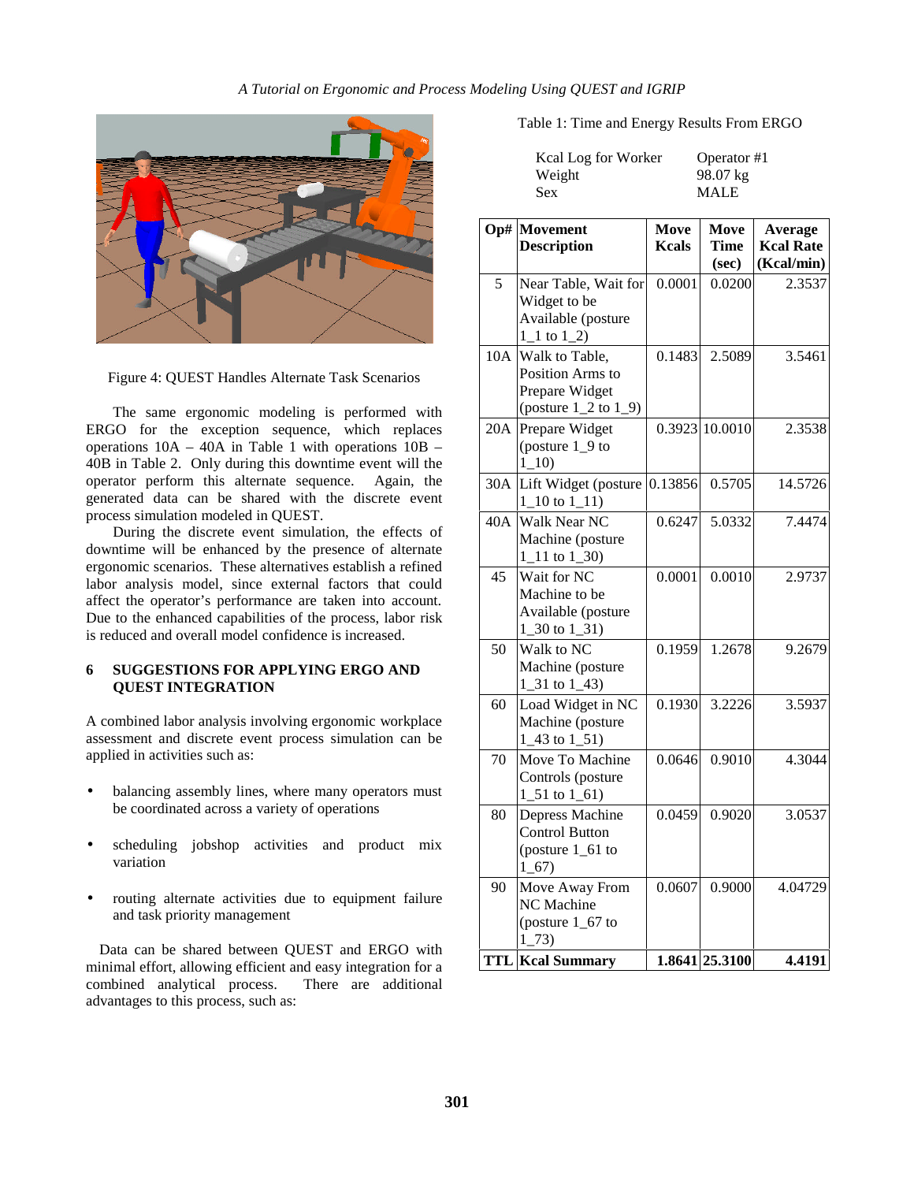Figure 4: QUEST Handles Alternate Task Scenarios

The same ergonomic modeling is performed with ERGO for the exception sequence, which replaces operations 10A – 40A in Table 1 with operations 10B – 40B in Table 2. Only during this downtime event will the operator perform this alternate sequence. Again, the generated data can be shared with the discrete event process simulation modeled in QUEST.

During the discrete event simulation, the effects of downtime will be enhanced by the presence of alternate ergonomic scenarios. These alternatives establish a refined labor analysis model, since external factors that could affect the operator's performance are taken into account. Due to the enhanced capabilities of the process, labor risk is reduced and overall model confidence is increased.

## 6 SUGGESTIONS FOR APPLYING ERGO AND QUEST INTEGRATION

A combined labor analysis involving ergonomic workplace assessment and discrete event process simulation can be applied in activities such as:

- balancing assembly lines, where many operators must be coordinated across a variety of operations
- scheduling jobshop activities and product mix variation
- routing alternate activities due to equipment failure and task priority management

Data can be shared between QUEST and ERGO with minimal effort, allowing efficient and easy integration for a combined analytical process. There are additional advantages to this process, such as:

Table 1: Time and Energy Results From ERGO

| | |
|---|---|
| Kcal Log for Worker | Operator #1 |
| Weight | 98.07 kg |
| Sex | MALE |

| Op# | Movement Description | Move Kcals | Move Time (sec) | Average Kcal Rate (Kcal/min) |
|---|---|---|---|---|
| 5 | Near Table, Wait for Widget to be Available (posture 1_1 to 1_2) | 0.0001 | 0.0200 | 2.3537 |
| 10A | Walk to Table, Position Arms to Prepare Widget (posture 1_2 to 1_9) | 0.1483 | 2.5089 | 3.5461 |
| 20A | Prepare Widget (posture 1_9 to 1_10) | 0.3923 | 10.0010 | 2.3538 |
| 30A | Lift Widget (posture 1_10 to 1_11) | 0.13856 | 0.5705 | 14.5726 |
| 40A | Walk Near NC Machine (posture 1_11 to 1_30) | 0.6247 | 5.0332 | 7.4474 |
| 45 | Wait for NC Machine to be Available (posture 1_30 to 1_31) | 0.0001 | 0.0010 | 2.9737 |
| 50 | Walk to NC Machine (posture 1_31 to 1_43) | 0.1959 | 1.2678 | 9.2679 |
| 60 | Load Widget in NC Machine (posture 1_43 to 1_51) | 0.1930 | 3.2226 | 3.5937 |
| 70 | Move To Machine Controls (posture 1_51 to 1_61) | 0.0646 | 0.9010 | 4.3044 |
| 80 | Depress Machine Control Button (posture 1_61 to 1_67) | 0.0459 | 0.9020 | 3.0537 |
| 90 | Move Away From NC Machine (posture 1_67 to 1_73) | 0.0607 | 0.9000 | 4.04729 |
| **TTL** | **Kcal Summary** | **1.8641** | **25.3100** | **4.4191** |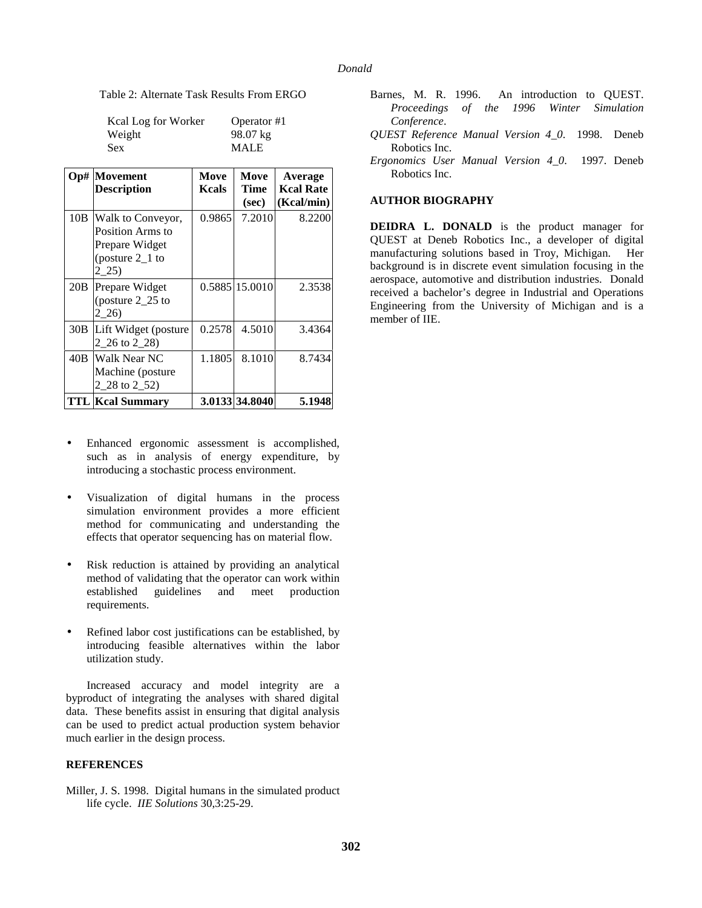Table 2: Alternate Task Results From ERGO

| | |
|---|---|
| Kcal Log for Worker | Operator #1 |
| Weight | 98.07 kg |
| Sex | MALE |

| Op# | Movement Description | Move Kcals | Move Time (sec) | Average Kcal Rate (Kcal/min) |
|---|---|---|---|---|
| 10B | Walk to Conveyor, Position Arms to Prepare Widget (posture 2_1 to 2_25) | 0.9865 | 7.2010 | 8.2200 |
| 20B | Prepare Widget (posture 2_25 to 2_26) | 0.5885 | 15.0010 | 2.3538 |
| 30B | Lift Widget (posture 2_26 to 2_28) | 0.2578 | 4.5010 | 3.4364 |
| 40B | Walk Near NC Machine (posture 2_28 to 2_52) | 1.1805 | 8.1010 | 8.7434 |
| **TTL** | **Kcal Summary** | **3.0133** | **34.8040** | **5.1948** |

- Enhanced ergonomic assessment is accomplished, such as in analysis of energy expenditure, by introducing a stochastic process environment.
- Visualization of digital humans in the process simulation environment provides a more efficient method for communicating and understanding the effects that operator sequencing has on material flow.
- Risk reduction is attained by providing an analytical method of validating that the operator can work within established guidelines and meet production requirements.
- Refined labor cost justifications can be established, by introducing feasible alternatives within the labor utilization study.

Increased accuracy and model integrity are a byproduct of integrating the analyses with shared digital data. These benefits assist in ensuring that digital analysis can be used to predict actual production system behavior much earlier in the design process.

## REFERENCES

Miller, J. S. 1998. Digital humans in the simulated product life cycle. *IIE Solutions* 30,3:25-29.

Barnes, M. R. 1996. An introduction to QUEST. *Proceedings of the 1996 Winter Simulation Conference*.

*QUEST Reference Manual Version 4_0*. 1998. Deneb Robotics Inc.

*Ergonomics User Manual Version 4_0*. 1997. Deneb Robotics Inc.

## AUTHOR BIOGRAPHY

**DEIDRA L. DONALD** is the product manager for QUEST at Deneb Robotics Inc., a developer of digital manufacturing solutions based in Troy, Michigan. Her background is in discrete event simulation focusing in the aerospace, automotive and distribution industries. Donald received a bachelor's degree in Industrial and Operations Engineering from the University of Michigan and is a member of IIE.